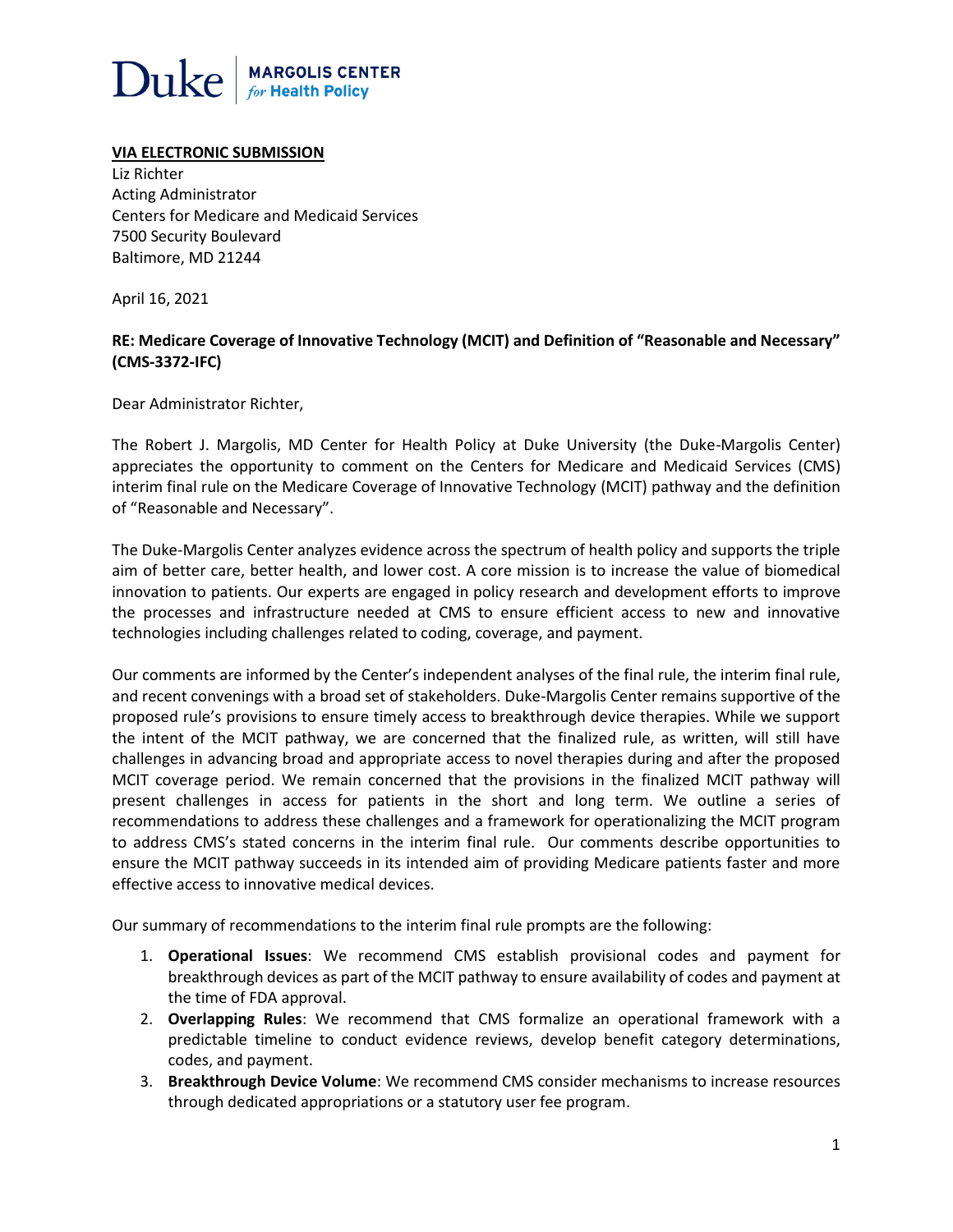**Duke | MARGOLIS CENTER *for* Health Policy**

**<u>VIA ELECTRONIC SUBMISSION</u>**
Liz Richter
Acting Administrator
Centers for Medicare and Medicaid Services
7500 Security Boulevard
Baltimore, MD 21244

April 16, 2021

**RE: Medicare Coverage of Innovative Technology (MCIT) and Definition of "Reasonable and Necessary" (CMS-3372-IFC)**

Dear Administrator Richter,

The Robert J. Margolis, MD Center for Health Policy at Duke University (the Duke-Margolis Center) appreciates the opportunity to comment on the Centers for Medicare and Medicaid Services (CMS) interim final rule on the Medicare Coverage of Innovative Technology (MCIT) pathway and the definition of "Reasonable and Necessary".

The Duke-Margolis Center analyzes evidence across the spectrum of health policy and supports the triple aim of better care, better health, and lower cost. A core mission is to increase the value of biomedical innovation to patients. Our experts are engaged in policy research and development efforts to improve the processes and infrastructure needed at CMS to ensure efficient access to new and innovative technologies including challenges related to coding, coverage, and payment.

Our comments are informed by the Center's independent analyses of the final rule, the interim final rule, and recent convenings with a broad set of stakeholders. Duke-Margolis Center remains supportive of the proposed rule's provisions to ensure timely access to breakthrough device therapies. While we support the intent of the MCIT pathway, we are concerned that the finalized rule, as written, will still have challenges in advancing broad and appropriate access to novel therapies during and after the proposed MCIT coverage period. We remain concerned that the provisions in the finalized MCIT pathway will present challenges in access for patients in the short and long term. We outline a series of recommendations to address these challenges and a framework for operationalizing the MCIT program to address CMS's stated concerns in the interim final rule. Our comments describe opportunities to ensure the MCIT pathway succeeds in its intended aim of providing Medicare patients faster and more effective access to innovative medical devices.

Our summary of recommendations to the interim final rule prompts are the following:

1. **Operational Issues**: We recommend CMS establish provisional codes and payment for breakthrough devices as part of the MCIT pathway to ensure availability of codes and payment at the time of FDA approval.
2. **Overlapping Rules**: We recommend that CMS formalize an operational framework with a predictable timeline to conduct evidence reviews, develop benefit category determinations, codes, and payment.
3. **Breakthrough Device Volume**: We recommend CMS consider mechanisms to increase resources through dedicated appropriations or a statutory user fee program.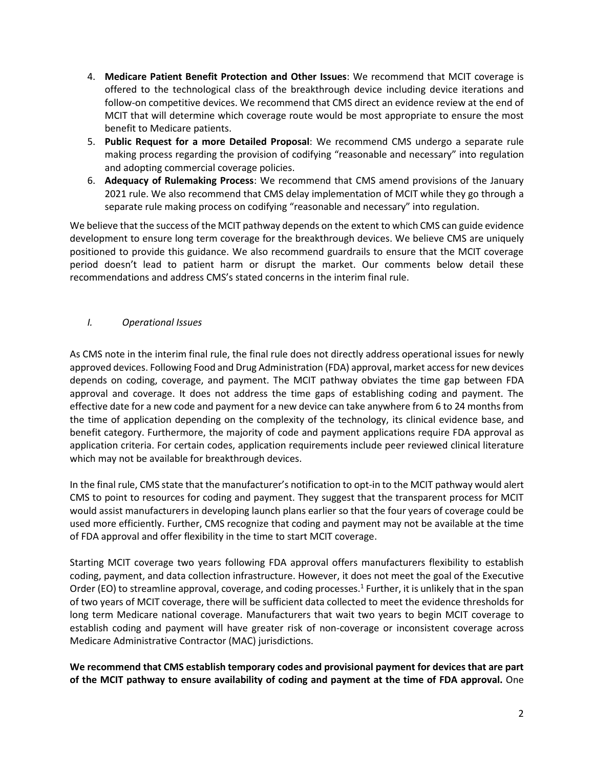4. **Medicare Patient Benefit Protection and Other Issues**: We recommend that MCIT coverage is offered to the technological class of the breakthrough device including device iterations and follow-on competitive devices. We recommend that CMS direct an evidence review at the end of MCIT that will determine which coverage route would be most appropriate to ensure the most benefit to Medicare patients.
5. **Public Request for a more Detailed Proposal**: We recommend CMS undergo a separate rule making process regarding the provision of codifying "reasonable and necessary" into regulation and adopting commercial coverage policies.
6. **Adequacy of Rulemaking Process**: We recommend that CMS amend provisions of the January 2021 rule. We also recommend that CMS delay implementation of MCIT while they go through a separate rule making process on codifying "reasonable and necessary" into regulation.

We believe that the success of the MCIT pathway depends on the extent to which CMS can guide evidence development to ensure long term coverage for the breakthrough devices. We believe CMS are uniquely positioned to provide this guidance. We also recommend guardrails to ensure that the MCIT coverage period doesn't lead to patient harm or disrupt the market. Our comments below detail these recommendations and address CMS's stated concerns in the interim final rule.

## *I. Operational Issues*

As CMS note in the interim final rule, the final rule does not directly address operational issues for newly approved devices. Following Food and Drug Administration (FDA) approval, market access for new devices depends on coding, coverage, and payment. The MCIT pathway obviates the time gap between FDA approval and coverage. It does not address the time gaps of establishing coding and payment. The effective date for a new code and payment for a new device can take anywhere from 6 to 24 months from the time of application depending on the complexity of the technology, its clinical evidence base, and benefit category. Furthermore, the majority of code and payment applications require FDA approval as application criteria. For certain codes, application requirements include peer reviewed clinical literature which may not be available for breakthrough devices.

In the final rule, CMS state that the manufacturer's notification to opt-in to the MCIT pathway would alert CMS to point to resources for coding and payment. They suggest that the transparent process for MCIT would assist manufacturers in developing launch plans earlier so that the four years of coverage could be used more efficiently. Further, CMS recognize that coding and payment may not be available at the time of FDA approval and offer flexibility in the time to start MCIT coverage.

Starting MCIT coverage two years following FDA approval offers manufacturers flexibility to establish coding, payment, and data collection infrastructure. However, it does not meet the goal of the Executive Order (EO) to streamline approval, coverage, and coding processes.[1] Further, it is unlikely that in the span of two years of MCIT coverage, there will be sufficient data collected to meet the evidence thresholds for long term Medicare national coverage. Manufacturers that wait two years to begin MCIT coverage to establish coding and payment will have greater risk of non-coverage or inconsistent coverage across Medicare Administrative Contractor (MAC) jurisdictions.

**We recommend that CMS establish temporary codes and provisional payment for devices that are part of the MCIT pathway to ensure availability of coding and payment at the time of FDA approval.** One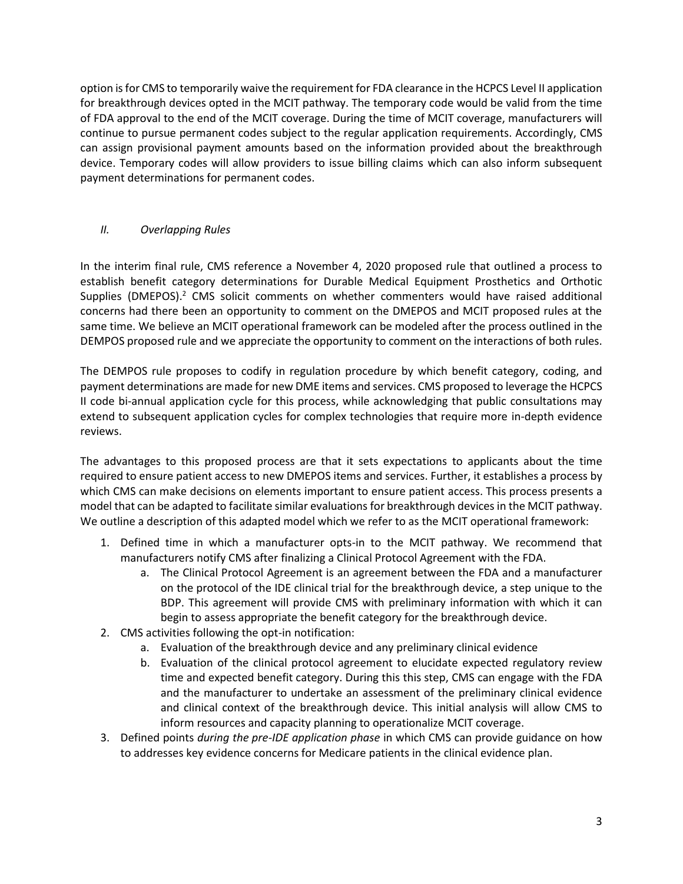option is for CMS to temporarily waive the requirement for FDA clearance in the HCPCS Level II application for breakthrough devices opted in the MCIT pathway. The temporary code would be valid from the time of FDA approval to the end of the MCIT coverage. During the time of MCIT coverage, manufacturers will continue to pursue permanent codes subject to the regular application requirements. Accordingly, CMS can assign provisional payment amounts based on the information provided about the breakthrough device. Temporary codes will allow providers to issue billing claims which can also inform subsequent payment determinations for permanent codes.

## *II. Overlapping Rules*

In the interim final rule, CMS reference a November 4, 2020 proposed rule that outlined a process to establish benefit category determinations for Durable Medical Equipment Prosthetics and Orthotic Supplies (DMEPOS).[2] CMS solicit comments on whether commenters would have raised additional concerns had there been an opportunity to comment on the DMEPOS and MCIT proposed rules at the same time. We believe an MCIT operational framework can be modeled after the process outlined in the DEMPOS proposed rule and we appreciate the opportunity to comment on the interactions of both rules.

The DEMPOS rule proposes to codify in regulation procedure by which benefit category, coding, and payment determinations are made for new DME items and services. CMS proposed to leverage the HCPCS II code bi-annual application cycle for this process, while acknowledging that public consultations may extend to subsequent application cycles for complex technologies that require more in-depth evidence reviews.

The advantages to this proposed process are that it sets expectations to applicants about the time required to ensure patient access to new DMEPOS items and services. Further, it establishes a process by which CMS can make decisions on elements important to ensure patient access. This process presents a model that can be adapted to facilitate similar evaluations for breakthrough devices in the MCIT pathway. We outline a description of this adapted model which we refer to as the MCIT operational framework:

1. Defined time in which a manufacturer opts-in to the MCIT pathway. We recommend that manufacturers notify CMS after finalizing a Clinical Protocol Agreement with the FDA.
    a. The Clinical Protocol Agreement is an agreement between the FDA and a manufacturer on the protocol of the IDE clinical trial for the breakthrough device, a step unique to the BDP. This agreement will provide CMS with preliminary information with which it can begin to assess appropriate the benefit category for the breakthrough device.
2. CMS activities following the opt-in notification:
    a. Evaluation of the breakthrough device and any preliminary clinical evidence
    b. Evaluation of the clinical protocol agreement to elucidate expected regulatory review time and expected benefit category. During this this step, CMS can engage with the FDA and the manufacturer to undertake an assessment of the preliminary clinical evidence and clinical context of the breakthrough device. This initial analysis will allow CMS to inform resources and capacity planning to operationalize MCIT coverage.
3. Defined points *during the pre-IDE application phase* in which CMS can provide guidance on how to addresses key evidence concerns for Medicare patients in the clinical evidence plan.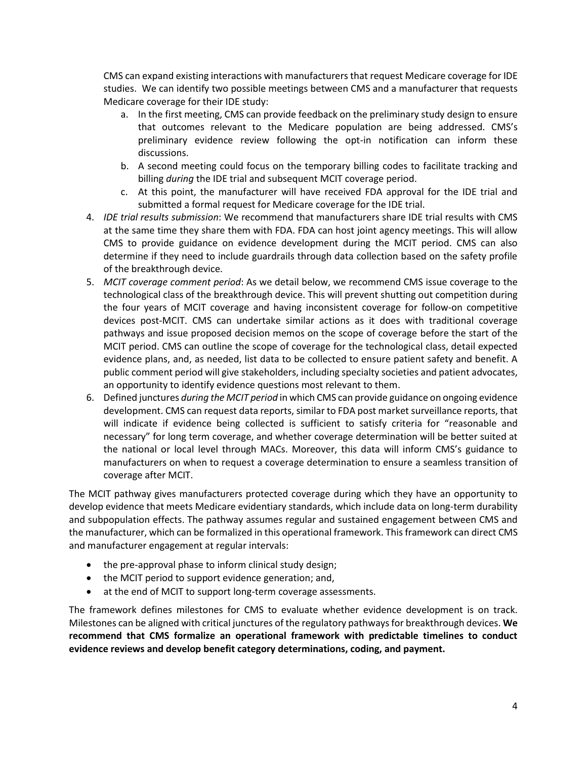CMS can expand existing interactions with manufacturers that request Medicare coverage for IDE studies. We can identify two possible meetings between CMS and a manufacturer that requests Medicare coverage for their IDE study:

   a. In the first meeting, CMS can provide feedback on the preliminary study design to ensure that outcomes relevant to the Medicare population are being addressed. CMS's preliminary evidence review following the opt-in notification can inform these discussions.
   b. A second meeting could focus on the temporary billing codes to facilitate tracking and billing *during* the IDE trial and subsequent MCIT coverage period.
   c. At this point, the manufacturer will have received FDA approval for the IDE trial and submitted a formal request for Medicare coverage for the IDE trial.

4. *IDE trial results submission*: We recommend that manufacturers share IDE trial results with CMS at the same time they share them with FDA. FDA can host joint agency meetings. This will allow CMS to provide guidance on evidence development during the MCIT period. CMS can also determine if they need to include guardrails through data collection based on the safety profile of the breakthrough device.
5. *MCIT coverage comment period*: As we detail below, we recommend CMS issue coverage to the technological class of the breakthrough device. This will prevent shutting out competition during the four years of MCIT coverage and having inconsistent coverage for follow-on competitive devices post-MCIT. CMS can undertake similar actions as it does with traditional coverage pathways and issue proposed decision memos on the scope of coverage before the start of the MCIT period. CMS can outline the scope of coverage for the technological class, detail expected evidence plans, and, as needed, list data to be collected to ensure patient safety and benefit. A public comment period will give stakeholders, including specialty societies and patient advocates, an opportunity to identify evidence questions most relevant to them.
6. Defined junctures *during the MCIT period* in which CMS can provide guidance on ongoing evidence development. CMS can request data reports, similar to FDA post market surveillance reports, that will indicate if evidence being collected is sufficient to satisfy criteria for "reasonable and necessary" for long term coverage, and whether coverage determination will be better suited at the national or local level through MACs. Moreover, this data will inform CMS's guidance to manufacturers on when to request a coverage determination to ensure a seamless transition of coverage after MCIT.

The MCIT pathway gives manufacturers protected coverage during which they have an opportunity to develop evidence that meets Medicare evidentiary standards, which include data on long-term durability and subpopulation effects. The pathway assumes regular and sustained engagement between CMS and the manufacturer, which can be formalized in this operational framework. This framework can direct CMS and manufacturer engagement at regular intervals:

- the pre-approval phase to inform clinical study design;
- the MCIT period to support evidence generation; and,
- at the end of MCIT to support long-term coverage assessments.

The framework defines milestones for CMS to evaluate whether evidence development is on track. Milestones can be aligned with critical junctures of the regulatory pathways for breakthrough devices. **We recommend that CMS formalize an operational framework with predictable timelines to conduct evidence reviews and develop benefit category determinations, coding, and payment.**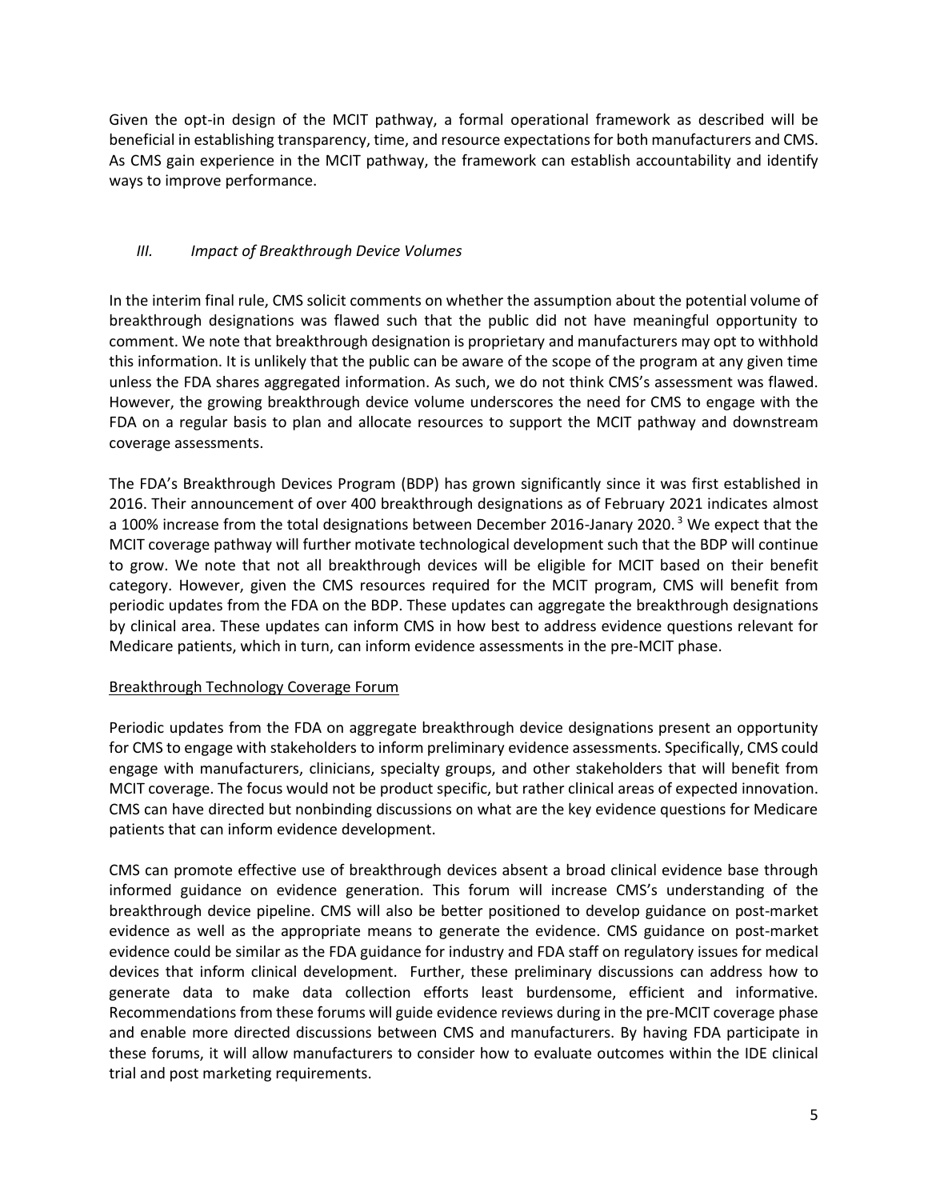Given the opt-in design of the MCIT pathway, a formal operational framework as described will be beneficial in establishing transparency, time, and resource expectations for both manufacturers and CMS. As CMS gain experience in the MCIT pathway, the framework can establish accountability and identify ways to improve performance.

### *III. Impact of Breakthrough Device Volumes*

In the interim final rule, CMS solicit comments on whether the assumption about the potential volume of breakthrough designations was flawed such that the public did not have meaningful opportunity to comment. We note that breakthrough designation is proprietary and manufacturers may opt to withhold this information. It is unlikely that the public can be aware of the scope of the program at any given time unless the FDA shares aggregated information. As such, we do not think CMS's assessment was flawed. However, the growing breakthrough device volume underscores the need for CMS to engage with the FDA on a regular basis to plan and allocate resources to support the MCIT pathway and downstream coverage assessments.

The FDA's Breakthrough Devices Program (BDP) has grown significantly since it was first established in 2016. Their announcement of over 400 breakthrough designations as of February 2021 indicates almost a 100% increase from the total designations between December 2016-Janary 2020. [3] We expect that the MCIT coverage pathway will further motivate technological development such that the BDP will continue to grow. We note that not all breakthrough devices will be eligible for MCIT based on their benefit category. However, given the CMS resources required for the MCIT program, CMS will benefit from periodic updates from the FDA on the BDP. These updates can aggregate the breakthrough designations by clinical area. These updates can inform CMS in how best to address evidence questions relevant for Medicare patients, which in turn, can inform evidence assessments in the pre-MCIT phase.

<u>Breakthrough Technology Coverage Forum</u>

Periodic updates from the FDA on aggregate breakthrough device designations present an opportunity for CMS to engage with stakeholders to inform preliminary evidence assessments. Specifically, CMS could engage with manufacturers, clinicians, specialty groups, and other stakeholders that will benefit from MCIT coverage. The focus would not be product specific, but rather clinical areas of expected innovation. CMS can have directed but nonbinding discussions on what are the key evidence questions for Medicare patients that can inform evidence development.

CMS can promote effective use of breakthrough devices absent a broad clinical evidence base through informed guidance on evidence generation. This forum will increase CMS's understanding of the breakthrough device pipeline. CMS will also be better positioned to develop guidance on post-market evidence as well as the appropriate means to generate the evidence. CMS guidance on post-market evidence could be similar as the FDA guidance for industry and FDA staff on regulatory issues for medical devices that inform clinical development. Further, these preliminary discussions can address how to generate data to make data collection efforts least burdensome, efficient and informative. Recommendations from these forums will guide evidence reviews during in the pre-MCIT coverage phase and enable more directed discussions between CMS and manufacturers. By having FDA participate in these forums, it will allow manufacturers to consider how to evaluate outcomes within the IDE clinical trial and post marketing requirements.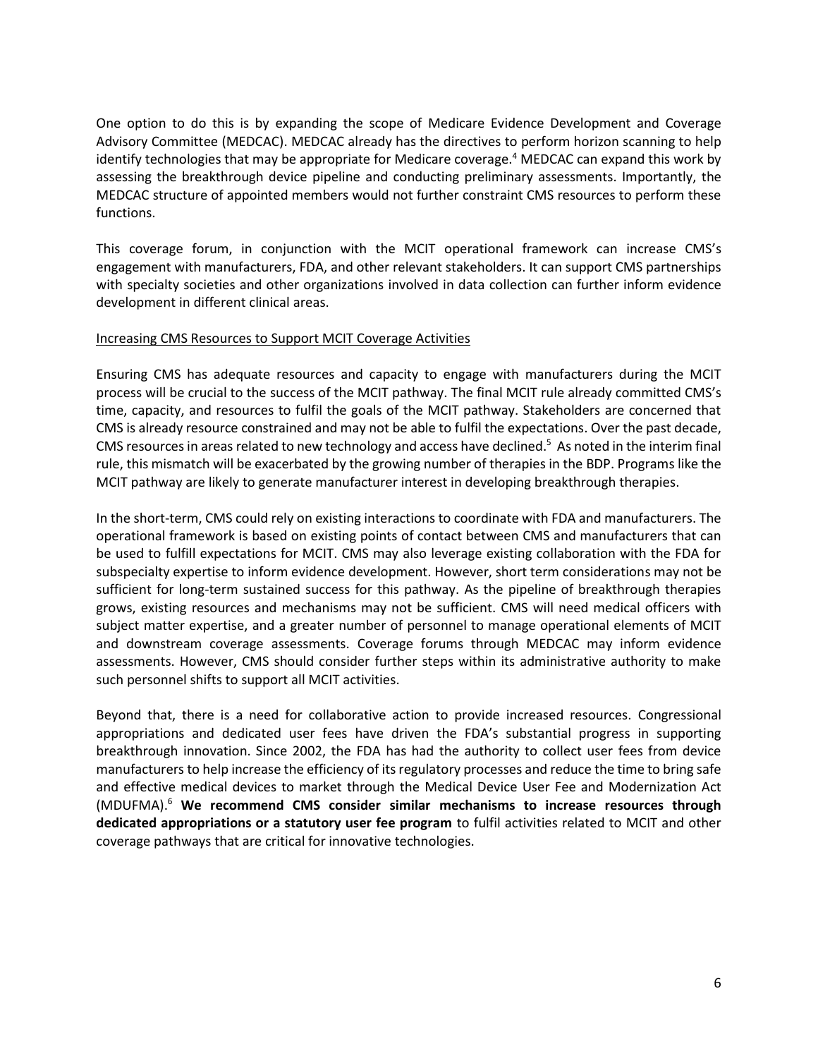One option to do this is by expanding the scope of Medicare Evidence Development and Coverage Advisory Committee (MEDCAC). MEDCAC already has the directives to perform horizon scanning to help identify technologies that may be appropriate for Medicare coverage.[4] MEDCAC can expand this work by assessing the breakthrough device pipeline and conducting preliminary assessments. Importantly, the MEDCAC structure of appointed members would not further constraint CMS resources to perform these functions.

This coverage forum, in conjunction with the MCIT operational framework can increase CMS's engagement with manufacturers, FDA, and other relevant stakeholders. It can support CMS partnerships with specialty societies and other organizations involved in data collection can further inform evidence development in different clinical areas.

<u>Increasing CMS Resources to Support MCIT Coverage Activities</u>

Ensuring CMS has adequate resources and capacity to engage with manufacturers during the MCIT process will be crucial to the success of the MCIT pathway. The final MCIT rule already committed CMS's time, capacity, and resources to fulfil the goals of the MCIT pathway. Stakeholders are concerned that CMS is already resource constrained and may not be able to fulfil the expectations. Over the past decade, CMS resources in areas related to new technology and access have declined.[5] As noted in the interim final rule, this mismatch will be exacerbated by the growing number of therapies in the BDP. Programs like the MCIT pathway are likely to generate manufacturer interest in developing breakthrough therapies.

In the short-term, CMS could rely on existing interactions to coordinate with FDA and manufacturers. The operational framework is based on existing points of contact between CMS and manufacturers that can be used to fulfill expectations for MCIT. CMS may also leverage existing collaboration with the FDA for subspecialty expertise to inform evidence development. However, short term considerations may not be sufficient for long-term sustained success for this pathway. As the pipeline of breakthrough therapies grows, existing resources and mechanisms may not be sufficient. CMS will need medical officers with subject matter expertise, and a greater number of personnel to manage operational elements of MCIT and downstream coverage assessments. Coverage forums through MEDCAC may inform evidence assessments. However, CMS should consider further steps within its administrative authority to make such personnel shifts to support all MCIT activities.

Beyond that, there is a need for collaborative action to provide increased resources. Congressional appropriations and dedicated user fees have driven the FDA's substantial progress in supporting breakthrough innovation. Since 2002, the FDA has had the authority to collect user fees from device manufacturers to help increase the efficiency of its regulatory processes and reduce the time to bring safe and effective medical devices to market through the Medical Device User Fee and Modernization Act (MDUFMA).[6] **We recommend CMS consider similar mechanisms to increase resources through dedicated appropriations or a statutory user fee program** to fulfil activities related to MCIT and other coverage pathways that are critical for innovative technologies.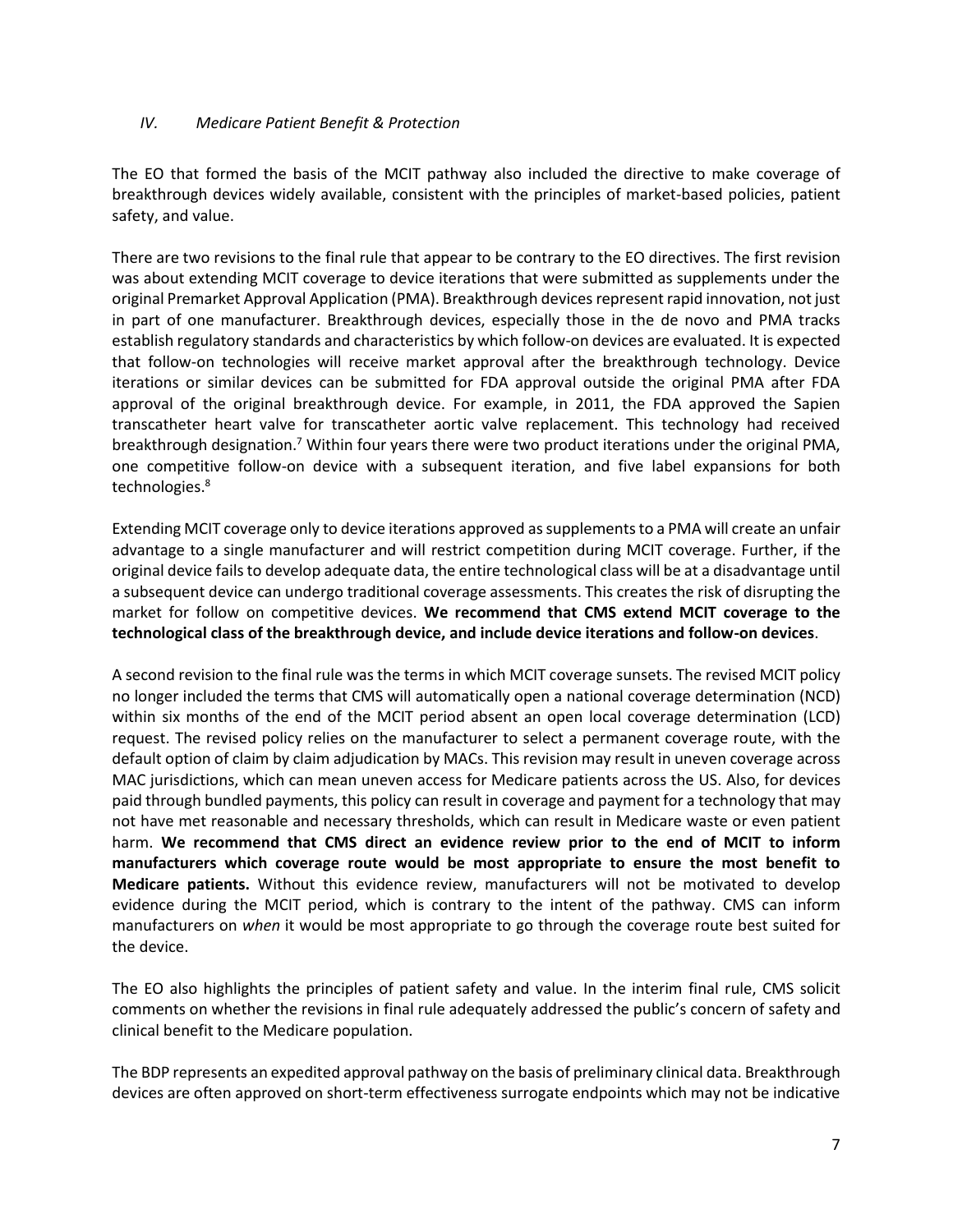## *IV. Medicare Patient Benefit & Protection*

The EO that formed the basis of the MCIT pathway also included the directive to make coverage of breakthrough devices widely available, consistent with the principles of market-based policies, patient safety, and value.

There are two revisions to the final rule that appear to be contrary to the EO directives. The first revision was about extending MCIT coverage to device iterations that were submitted as supplements under the original Premarket Approval Application (PMA). Breakthrough devices represent rapid innovation, not just in part of one manufacturer. Breakthrough devices, especially those in the de novo and PMA tracks establish regulatory standards and characteristics by which follow-on devices are evaluated. It is expected that follow-on technologies will receive market approval after the breakthrough technology. Device iterations or similar devices can be submitted for FDA approval outside the original PMA after FDA approval of the original breakthrough device. For example, in 2011, the FDA approved the Sapien transcatheter heart valve for transcatheter aortic valve replacement. This technology had received breakthrough designation.[7] Within four years there were two product iterations under the original PMA, one competitive follow-on device with a subsequent iteration, and five label expansions for both technologies.[8]

Extending MCIT coverage only to device iterations approved as supplements to a PMA will create an unfair advantage to a single manufacturer and will restrict competition during MCIT coverage. Further, if the original device fails to develop adequate data, the entire technological class will be at a disadvantage until a subsequent device can undergo traditional coverage assessments. This creates the risk of disrupting the market for follow on competitive devices. **We recommend that CMS extend MCIT coverage to the technological class of the breakthrough device, and include device iterations and follow-on devices**.

A second revision to the final rule was the terms in which MCIT coverage sunsets. The revised MCIT policy no longer included the terms that CMS will automatically open a national coverage determination (NCD) within six months of the end of the MCIT period absent an open local coverage determination (LCD) request. The revised policy relies on the manufacturer to select a permanent coverage route, with the default option of claim by claim adjudication by MACs. This revision may result in uneven coverage across MAC jurisdictions, which can mean uneven access for Medicare patients across the US. Also, for devices paid through bundled payments, this policy can result in coverage and payment for a technology that may not have met reasonable and necessary thresholds, which can result in Medicare waste or even patient harm. **We recommend that CMS direct an evidence review prior to the end of MCIT to inform manufacturers which coverage route would be most appropriate to ensure the most benefit to Medicare patients.** Without this evidence review, manufacturers will not be motivated to develop evidence during the MCIT period, which is contrary to the intent of the pathway. CMS can inform manufacturers on *when* it would be most appropriate to go through the coverage route best suited for the device.

The EO also highlights the principles of patient safety and value. In the interim final rule, CMS solicit comments on whether the revisions in final rule adequately addressed the public's concern of safety and clinical benefit to the Medicare population.

The BDP represents an expedited approval pathway on the basis of preliminary clinical data. Breakthrough devices are often approved on short-term effectiveness surrogate endpoints which may not be indicative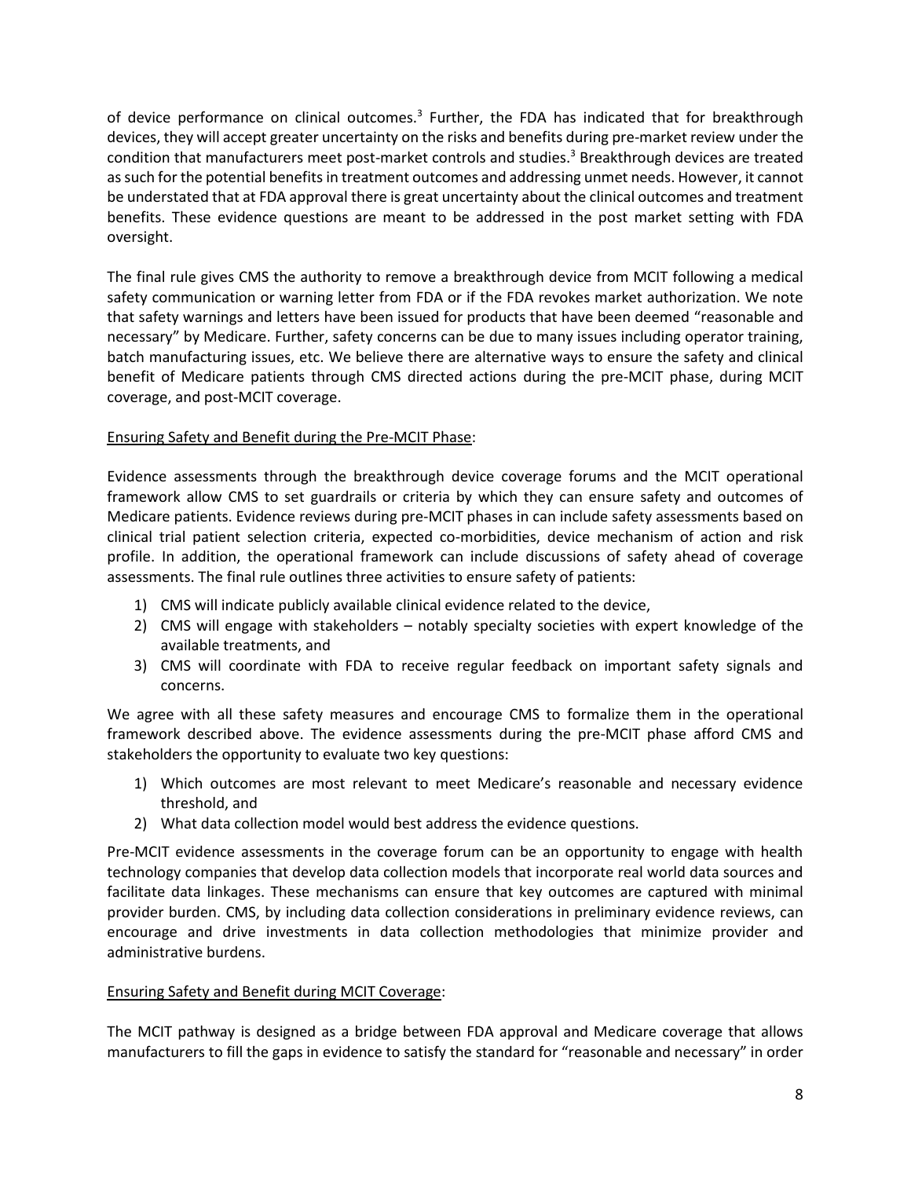of device performance on clinical outcomes.[3] Further, the FDA has indicated that for breakthrough devices, they will accept greater uncertainty on the risks and benefits during pre-market review under the condition that manufacturers meet post-market controls and studies.[3] Breakthrough devices are treated as such for the potential benefits in treatment outcomes and addressing unmet needs. However, it cannot be understated that at FDA approval there is great uncertainty about the clinical outcomes and treatment benefits. These evidence questions are meant to be addressed in the post market setting with FDA oversight.

The final rule gives CMS the authority to remove a breakthrough device from MCIT following a medical safety communication or warning letter from FDA or if the FDA revokes market authorization. We note that safety warnings and letters have been issued for products that have been deemed "reasonable and necessary" by Medicare. Further, safety concerns can be due to many issues including operator training, batch manufacturing issues, etc. We believe there are alternative ways to ensure the safety and clinical benefit of Medicare patients through CMS directed actions during the pre-MCIT phase, during MCIT coverage, and post-MCIT coverage.

<u>Ensuring Safety and Benefit during the Pre-MCIT Phase</u>:

Evidence assessments through the breakthrough device coverage forums and the MCIT operational framework allow CMS to set guardrails or criteria by which they can ensure safety and outcomes of Medicare patients. Evidence reviews during pre-MCIT phases in can include safety assessments based on clinical trial patient selection criteria, expected co-morbidities, device mechanism of action and risk profile. In addition, the operational framework can include discussions of safety ahead of coverage assessments. The final rule outlines three activities to ensure safety of patients:

1) CMS will indicate publicly available clinical evidence related to the device,
2) CMS will engage with stakeholders – notably specialty societies with expert knowledge of the available treatments, and
3) CMS will coordinate with FDA to receive regular feedback on important safety signals and concerns.

We agree with all these safety measures and encourage CMS to formalize them in the operational framework described above. The evidence assessments during the pre-MCIT phase afford CMS and stakeholders the opportunity to evaluate two key questions:

1) Which outcomes are most relevant to meet Medicare's reasonable and necessary evidence threshold, and
2) What data collection model would best address the evidence questions.

Pre-MCIT evidence assessments in the coverage forum can be an opportunity to engage with health technology companies that develop data collection models that incorporate real world data sources and facilitate data linkages. These mechanisms can ensure that key outcomes are captured with minimal provider burden. CMS, by including data collection considerations in preliminary evidence reviews, can encourage and drive investments in data collection methodologies that minimize provider and administrative burdens.

<u>Ensuring Safety and Benefit during MCIT Coverage</u>:

The MCIT pathway is designed as a bridge between FDA approval and Medicare coverage that allows manufacturers to fill the gaps in evidence to satisfy the standard for "reasonable and necessary" in order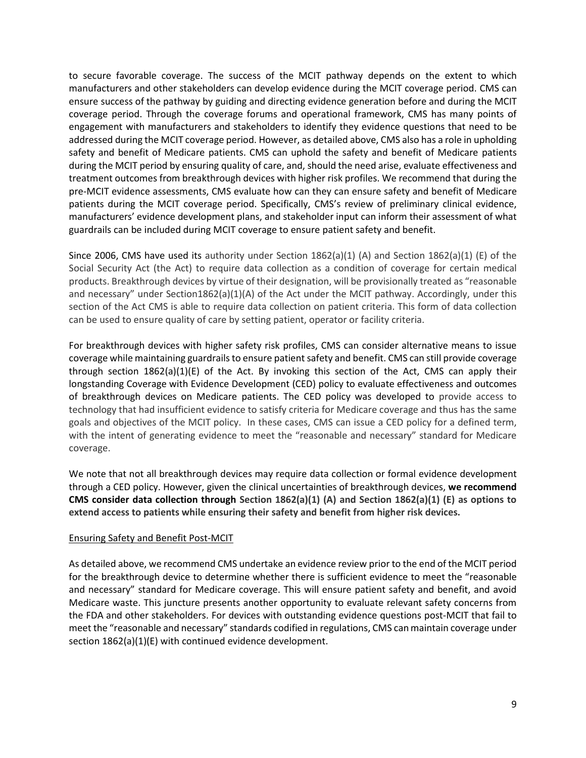to secure favorable coverage. The success of the MCIT pathway depends on the extent to which manufacturers and other stakeholders can develop evidence during the MCIT coverage period. CMS can ensure success of the pathway by guiding and directing evidence generation before and during the MCIT coverage period. Through the coverage forums and operational framework, CMS has many points of engagement with manufacturers and stakeholders to identify they evidence questions that need to be addressed during the MCIT coverage period. However, as detailed above, CMS also has a role in upholding safety and benefit of Medicare patients. CMS can uphold the safety and benefit of Medicare patients during the MCIT period by ensuring quality of care, and, should the need arise, evaluate effectiveness and treatment outcomes from breakthrough devices with higher risk profiles. We recommend that during the pre-MCIT evidence assessments, CMS evaluate how can they can ensure safety and benefit of Medicare patients during the MCIT coverage period. Specifically, CMS's review of preliminary clinical evidence, manufacturers' evidence development plans, and stakeholder input can inform their assessment of what guardrails can be included during MCIT coverage to ensure patient safety and benefit.

Since 2006, CMS have used its authority under Section 1862(a)(1) (A) and Section 1862(a)(1) (E) of the Social Security Act (the Act) to require data collection as a condition of coverage for certain medical products. Breakthrough devices by virtue of their designation, will be provisionally treated as "reasonable and necessary" under Section1862(a)(1)(A) of the Act under the MCIT pathway. Accordingly, under this section of the Act CMS is able to require data collection on patient criteria. This form of data collection can be used to ensure quality of care by setting patient, operator or facility criteria.

For breakthrough devices with higher safety risk profiles, CMS can consider alternative means to issue coverage while maintaining guardrails to ensure patient safety and benefit. CMS can still provide coverage through section 1862(a)(1)(E) of the Act. By invoking this section of the Act, CMS can apply their longstanding Coverage with Evidence Development (CED) policy to evaluate effectiveness and outcomes of breakthrough devices on Medicare patients. The CED policy was developed to provide access to technology that had insufficient evidence to satisfy criteria for Medicare coverage and thus has the same goals and objectives of the MCIT policy. In these cases, CMS can issue a CED policy for a defined term, with the intent of generating evidence to meet the "reasonable and necessary" standard for Medicare coverage.

We note that not all breakthrough devices may require data collection or formal evidence development through a CED policy. However, given the clinical uncertainties of breakthrough devices, **we recommend CMS consider data collection through Section 1862(a)(1) (A) and Section 1862(a)(1) (E) as options to extend access to patients while ensuring their safety and benefit from higher risk devices.**

Ensuring Safety and Benefit Post-MCIT

As detailed above, we recommend CMS undertake an evidence review prior to the end of the MCIT period for the breakthrough device to determine whether there is sufficient evidence to meet the "reasonable and necessary" standard for Medicare coverage. This will ensure patient safety and benefit, and avoid Medicare waste. This juncture presents another opportunity to evaluate relevant safety concerns from the FDA and other stakeholders. For devices with outstanding evidence questions post-MCIT that fail to meet the "reasonable and necessary" standards codified in regulations, CMS can maintain coverage under section 1862(a)(1)(E) with continued evidence development.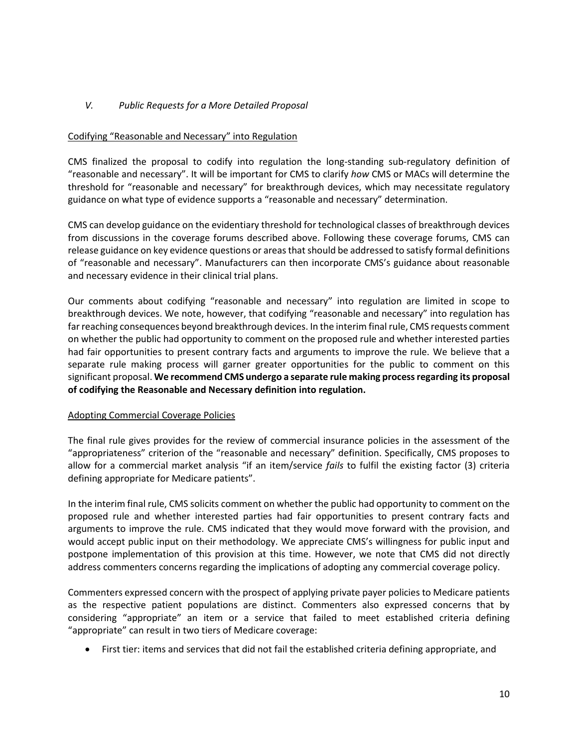## *V. Public Requests for a More Detailed Proposal*

### Codifying "Reasonable and Necessary" into Regulation

CMS finalized the proposal to codify into regulation the long-standing sub-regulatory definition of "reasonable and necessary". It will be important for CMS to clarify *how* CMS or MACs will determine the threshold for "reasonable and necessary" for breakthrough devices, which may necessitate regulatory guidance on what type of evidence supports a "reasonable and necessary" determination.

CMS can develop guidance on the evidentiary threshold for technological classes of breakthrough devices from discussions in the coverage forums described above. Following these coverage forums, CMS can release guidance on key evidence questions or areas that should be addressed to satisfy formal definitions of "reasonable and necessary". Manufacturers can then incorporate CMS's guidance about reasonable and necessary evidence in their clinical trial plans.

Our comments about codifying "reasonable and necessary" into regulation are limited in scope to breakthrough devices. We note, however, that codifying "reasonable and necessary" into regulation has far reaching consequences beyond breakthrough devices. In the interim final rule, CMS requests comment on whether the public had opportunity to comment on the proposed rule and whether interested parties had fair opportunities to present contrary facts and arguments to improve the rule. We believe that a separate rule making process will garner greater opportunities for the public to comment on this significant proposal. **We recommend CMS undergo a separate rule making process regarding its proposal of codifying the Reasonable and Necessary definition into regulation.**

### Adopting Commercial Coverage Policies

The final rule gives provides for the review of commercial insurance policies in the assessment of the "appropriateness" criterion of the "reasonable and necessary" definition. Specifically, CMS proposes to allow for a commercial market analysis "if an item/service *fails* to fulfil the existing factor (3) criteria defining appropriate for Medicare patients".

In the interim final rule, CMS solicits comment on whether the public had opportunity to comment on the proposed rule and whether interested parties had fair opportunities to present contrary facts and arguments to improve the rule. CMS indicated that they would move forward with the provision, and would accept public input on their methodology. We appreciate CMS's willingness for public input and postpone implementation of this provision at this time. However, we note that CMS did not directly address commenters concerns regarding the implications of adopting any commercial coverage policy.

Commenters expressed concern with the prospect of applying private payer policies to Medicare patients as the respective patient populations are distinct. Commenters also expressed concerns that by considering "appropriate" an item or a service that failed to meet established criteria defining "appropriate" can result in two tiers of Medicare coverage:

- First tier: items and services that did not fail the established criteria defining appropriate, and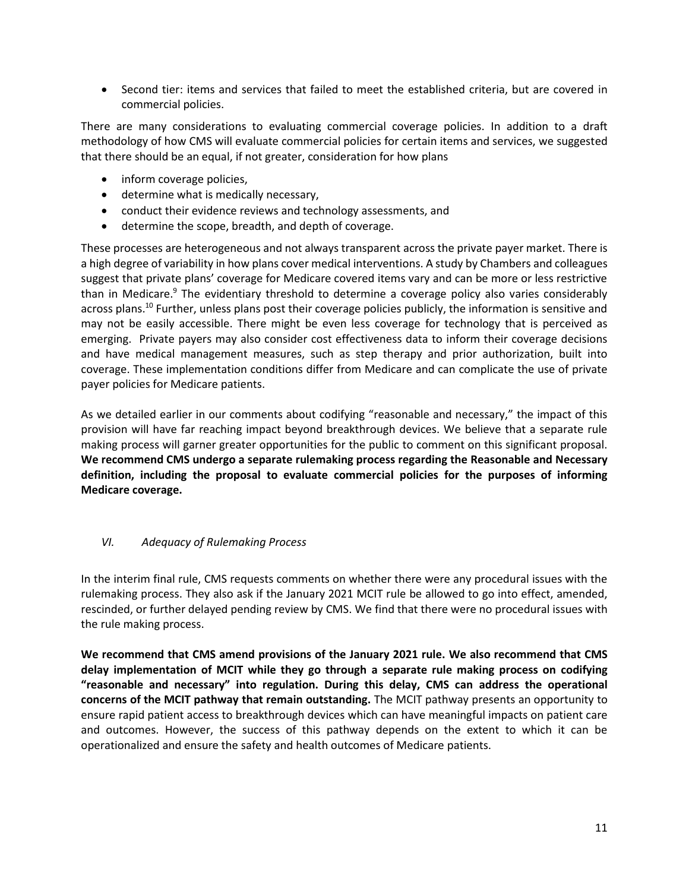- Second tier: items and services that failed to meet the established criteria, but are covered in commercial policies.

There are many considerations to evaluating commercial coverage policies. In addition to a draft methodology of how CMS will evaluate commercial policies for certain items and services, we suggested that there should be an equal, if not greater, consideration for how plans

- inform coverage policies,
- determine what is medically necessary,
- conduct their evidence reviews and technology assessments, and
- determine the scope, breadth, and depth of coverage.

These processes are heterogeneous and not always transparent across the private payer market. There is a high degree of variability in how plans cover medical interventions. A study by Chambers and colleagues suggest that private plans' coverage for Medicare covered items vary and can be more or less restrictive than in Medicare.[9] The evidentiary threshold to determine a coverage policy also varies considerably across plans.[10] Further, unless plans post their coverage policies publicly, the information is sensitive and may not be easily accessible. There might be even less coverage for technology that is perceived as emerging. Private payers may also consider cost effectiveness data to inform their coverage decisions and have medical management measures, such as step therapy and prior authorization, built into coverage. These implementation conditions differ from Medicare and can complicate the use of private payer policies for Medicare patients.

As we detailed earlier in our comments about codifying "reasonable and necessary," the impact of this provision will have far reaching impact beyond breakthrough devices. We believe that a separate rule making process will garner greater opportunities for the public to comment on this significant proposal. **We recommend CMS undergo a separate rulemaking process regarding the Reasonable and Necessary definition, including the proposal to evaluate commercial policies for the purposes of informing Medicare coverage.**

### *VI. Adequacy of Rulemaking Process*

In the interim final rule, CMS requests comments on whether there were any procedural issues with the rulemaking process. They also ask if the January 2021 MCIT rule be allowed to go into effect, amended, rescinded, or further delayed pending review by CMS. We find that there were no procedural issues with the rule making process.

**We recommend that CMS amend provisions of the January 2021 rule. We also recommend that CMS delay implementation of MCIT while they go through a separate rule making process on codifying "reasonable and necessary" into regulation. During this delay, CMS can address the operational concerns of the MCIT pathway that remain outstanding.** The MCIT pathway presents an opportunity to ensure rapid patient access to breakthrough devices which can have meaningful impacts on patient care and outcomes. However, the success of this pathway depends on the extent to which it can be operationalized and ensure the safety and health outcomes of Medicare patients.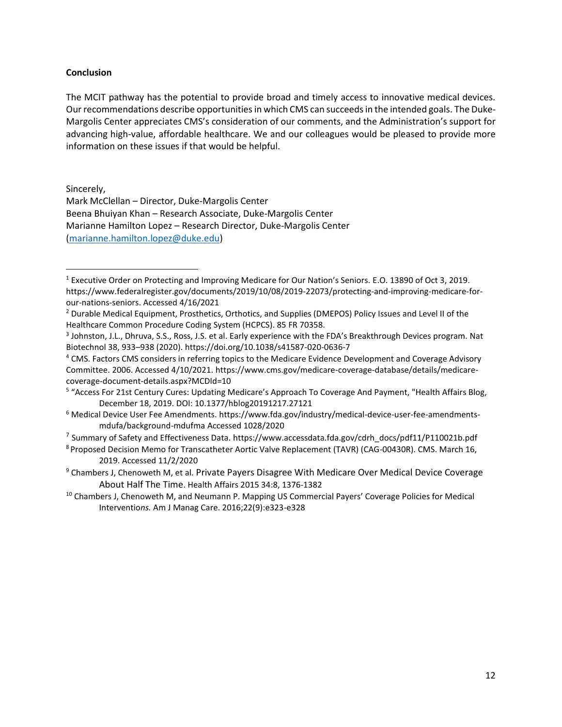**Conclusion**

The MCIT pathway has the potential to provide broad and timely access to innovative medical devices. Our recommendations describe opportunities in which CMS can succeeds in the intended goals. The Duke-Margolis Center appreciates CMS's consideration of our comments, and the Administration's support for advancing high-value, affordable healthcare. We and our colleagues would be pleased to provide more information on these issues if that would be helpful.

Sincerely,
Mark McClellan – Director, Duke-Margolis Center
Beena Bhuiyan Khan – Research Associate, Duke-Margolis Center
Marianne Hamilton Lopez – Research Director, Duke-Margolis Center
(marianne.hamilton.lopez@duke.edu)

---

[1] Executive Order on Protecting and Improving Medicare for Our Nation's Seniors. E.O. 13890 of Oct 3, 2019. https://www.federalregister.gov/documents/2019/10/08/2019-22073/protecting-and-improving-medicare-for-our-nations-seniors. Accessed 4/16/2021

[2] Durable Medical Equipment, Prosthetics, Orthotics, and Supplies (DMEPOS) Policy Issues and Level II of the Healthcare Common Procedure Coding System (HCPCS). 85 FR 70358.

[3] Johnston, J.L., Dhruva, S.S., Ross, J.S. et al. Early experience with the FDA's Breakthrough Devices program. Nat Biotechnol 38, 933–938 (2020). https://doi.org/10.1038/s41587-020-0636-7

[4] CMS. Factors CMS considers in referring topics to the Medicare Evidence Development and Coverage Advisory Committee. 2006. Accessed 4/10/2021. https://www.cms.gov/medicare-coverage-database/details/medicare-coverage-document-details.aspx?MCDId=10

[5] "Access For 21st Century Cures: Updating Medicare's Approach To Coverage And Payment, "Health Affairs Blog, December 18, 2019. DOI: 10.1377/hblog20191217.27121

[6] Medical Device User Fee Amendments. https://www.fda.gov/industry/medical-device-user-fee-amendments-mdufa/background-mdufma Accessed 1028/2020

[7] Summary of Safety and Effectiveness Data. https://www.accessdata.fda.gov/cdrh_docs/pdf11/P110021b.pdf

[8] Proposed Decision Memo for Transcatheter Aortic Valve Replacement (TAVR) (CAG-00430R). CMS. March 16, 2019. Accessed 11/2/2020

[9] Chambers J, Chenoweth M, et al. Private Payers Disagree With Medicare Over Medical Device Coverage About Half The Time. Health Affairs 2015 34:8, 1376-1382

[10] Chambers J, Chenoweth M, and Neumann P. Mapping US Commercial Payers' Coverage Policies for Medical Interventio*ns.* Am J Manag Care. 2016;22(9):e323-e328